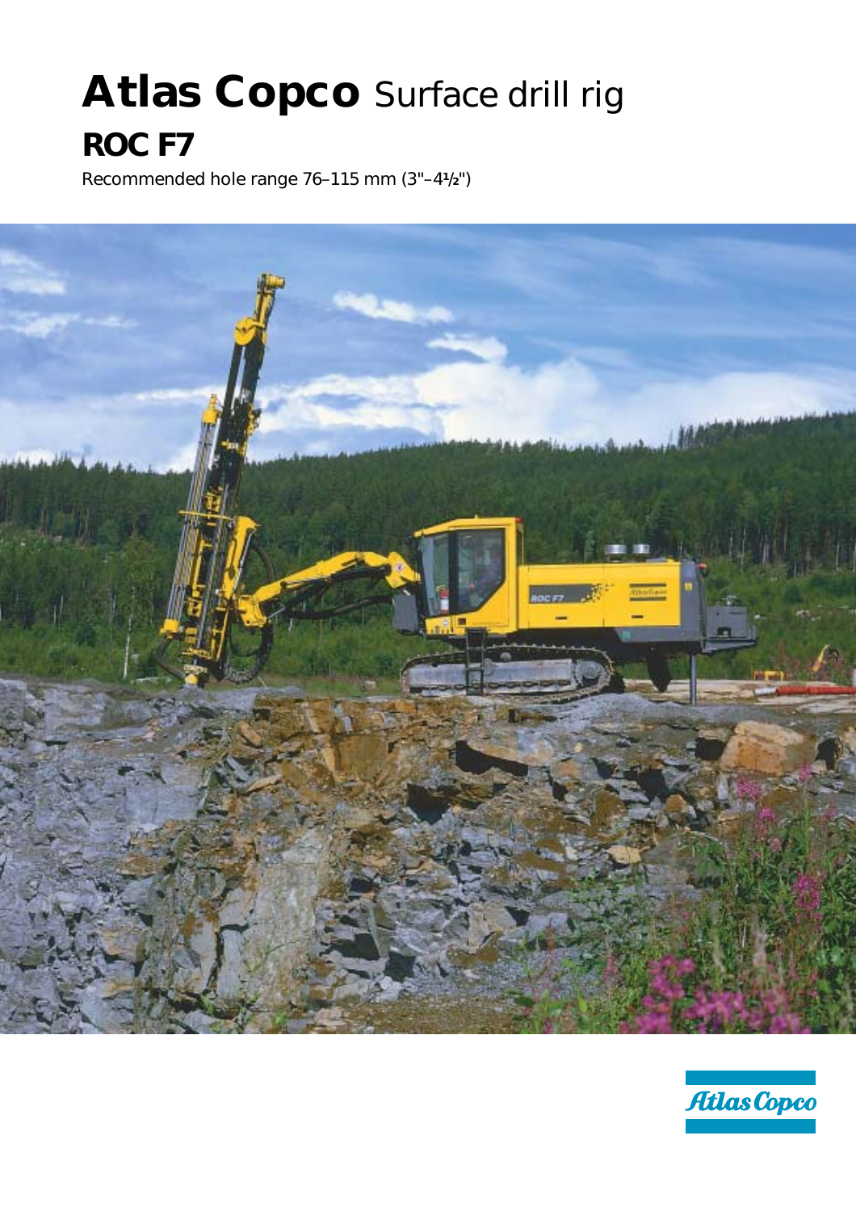# Atlas Copco Surface drill rig

## ROC F7

Recommended hole range 76–115 mm (3"–4½")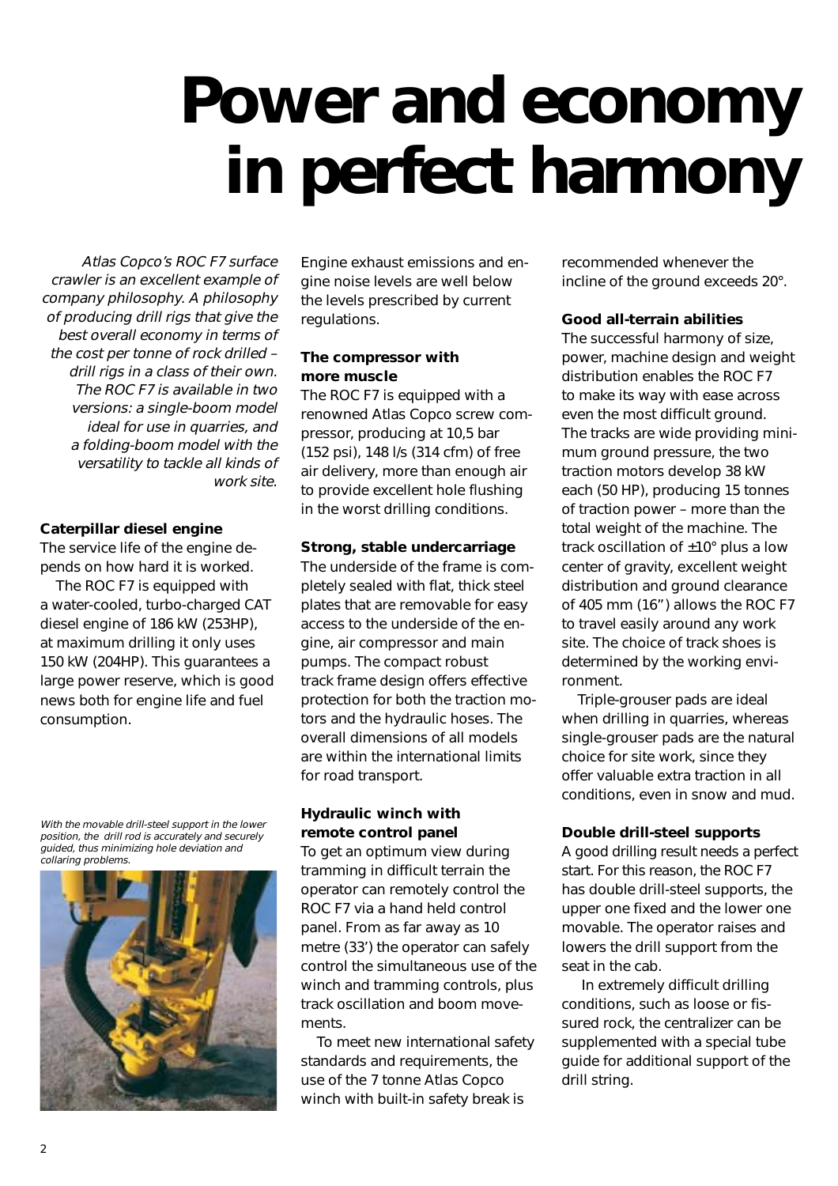# Power and economy in perfect harmony

*Atlas Copco's ROC F7 surface crawler is an excellent example of company philosophy. A philosophy of producing drill rigs that give the best overall economy in terms of the cost per tonne of rock drilled – drill rigs in a class of their own. The ROC F7 is available in two versions: a single-boom model ideal for use in quarries, and a folding-boom model with the versatility to tackle all kinds of work site.*

### Caterpillar diesel engine

The service life of the engine depends on how hard it is worked.

The ROC F7 is equipped with a water-cooled, turbo-charged CAT diesel engine of 186 kW (253HP), at maximum drilling it only uses 150 kW (204HP). This guarantees a large power reserve, which is good news both for engine life and fuel consumption.

*With the movable drill-steel support in the lower position, the drill rod is accurately and securely guided, thus minimizing hole deviation and collaring problems.*

Engine exhaust emissions and engine noise levels are well below the levels prescribed by current regulations.

### The compressor with more muscle

The ROC F7 is equipped with a renowned Atlas Copco screw compressor, producing at 10,5 bar (152 psi), 148 l/s (314 cfm) of free air delivery, more than enough air to provide excellent hole flushing in the worst drilling conditions.

### Strong, stable undercarriage

The underside of the frame is completely sealed with flat, thick steel plates that are removable for easy access to the underside of the engine, air compressor and main pumps. The compact robust track frame design offers effective protection for both the traction motors and the hydraulic hoses. The overall dimensions of all models are within the international limits for road transport.

### Hydraulic winch with remote control panel

To get an optimum view during tramming in difficult terrain the operator can remotely control the ROC F7 via a hand held control panel. From as far away as 10 metre (33') the operator can safely control the simultaneous use of the winch and tramming controls, plus track oscillation and boom movements.

To meet new international safety standards and requirements, the use of the 7 tonne Atlas Copco winch with built-in safety break is recommended whenever the incline of the ground exceeds 20°.

### Good all-terrain abilities

The successful harmony of size, power, machine design and weight distribution enables the ROC F7 to make its way with ease across even the most difficult ground. The tracks are wide providing minimum ground pressure, the two traction motors develop 38 kW each (50 HP), producing 15 tonnes of traction power – more than the total weight of the machine. The track oscillation of ±10° plus a low center of gravity, excellent weight distribution and ground clearance of 405 mm (16") allows the ROC F7 to travel easily around any work site. The choice of track shoes is determined by the working environment.

Triple-grouser pads are ideal when drilling in quarries, whereas single-grouser pads are the natural choice for site work, since they offer valuable extra traction in all conditions, even in snow and mud.

### Double drill-steel supports

A good drilling result needs a perfect start. For this reason, the ROC F7 has double drill-steel supports, the upper one fixed and the lower one movable. The operator raises and lowers the drill support from the seat in the cab.

In extremely difficult drilling conditions, such as loose or fissured rock, the centralizer can be supplemented with a special tube guide for additional support of the drill string.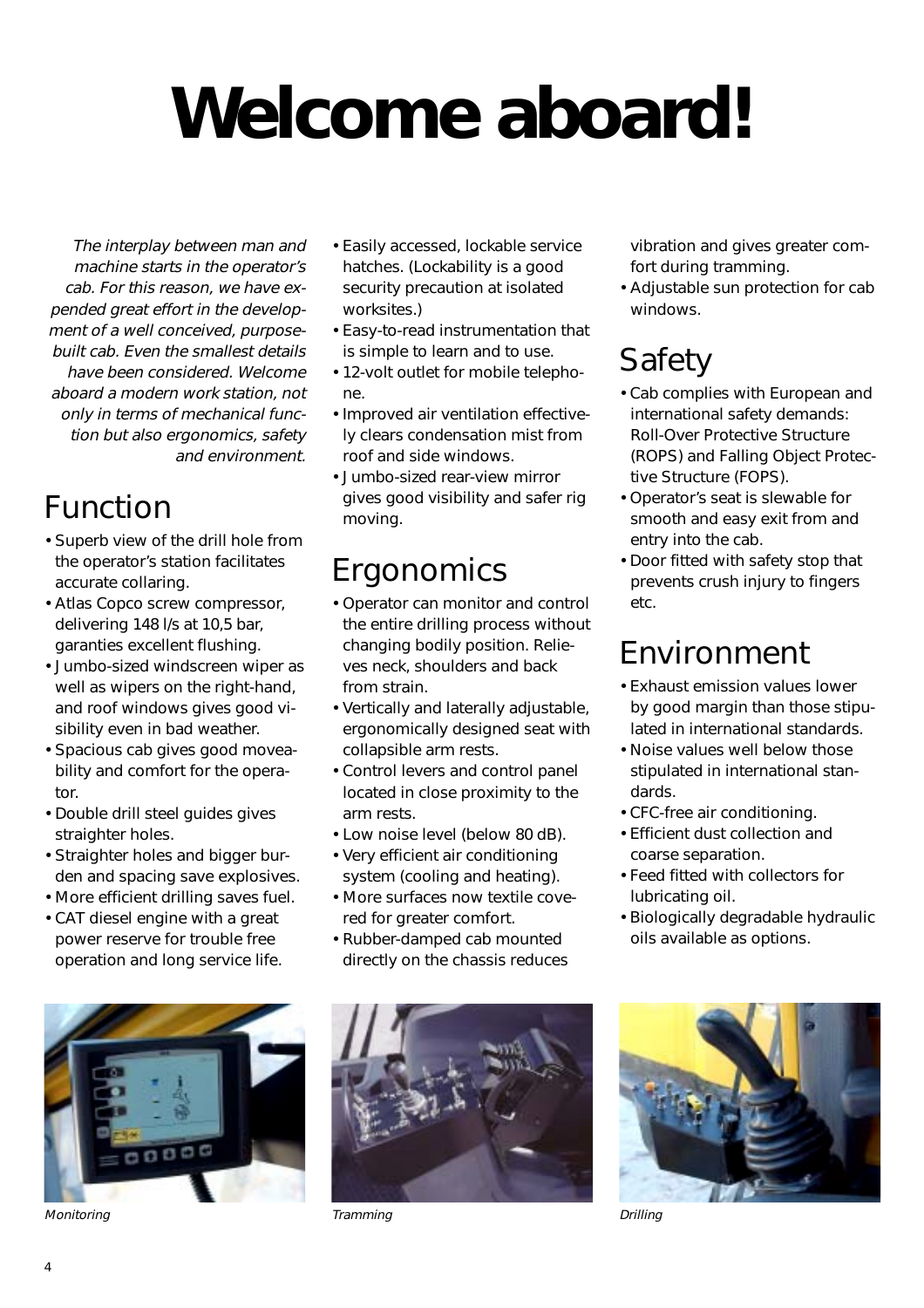# Welcome aboard!

*The interplay between man and machine starts in the operator's cab. For this reason, we have expended great effort in the development of a well conceived, purpose-built cab. Even the smallest details have been considered. Welcome aboard a modern work station, not only in terms of mechanical function but also ergonomics, safety and environment.*

## Function

- Superb view of the drill hole from the operator's station facilitates accurate collaring.
- Atlas Copco screw compressor, delivering 148 l/s at 10,5 bar, garanties excellent flushing.
- Jumbo-sized windscreen wiper as well as wipers on the right-hand, and roof windows gives good visibility even in bad weather.
- Spacious cab gives good moveability and comfort for the operator.
- Double drill steel guides gives straighter holes.
- Straighter holes and bigger burden and spacing save explosives.
- More efficient drilling saves fuel.
- CAT diesel engine with a great power reserve for trouble free operation and long service life.
- Easily accessed, lockable service hatches. (Lockability is a good security precaution at isolated worksites.)
- Easy-to-read instrumentation that is simple to learn and to use.
- 12-volt outlet for mobile telephone.
- Improved air ventilation effectively clears condensation mist from roof and side windows.
- Jumbo-sized rear-view mirror gives good visibility and safer rig moving.

## Ergonomics

- Operator can monitor and control the entire drilling process without changing bodily position. Relieves neck, shoulders and back from strain.
- Vertically and laterally adjustable, ergonomically designed seat with collapsible arm rests.
- Control levers and control panel located in close proximity to the arm rests.
- Low noise level (below 80 dB).
- Very efficient air conditioning system (cooling and heating).
- More surfaces now textile covered for greater comfort.
- Rubber-damped cab mounted directly on the chassis reduces vibration and gives greater comfort during tramming.
- Adjustable sun protection for cab windows.

## Safety

- Cab complies with European and international safety demands: Roll-Over Protective Structure (ROPS) and Falling Object Protective Structure (FOPS).
- Operator's seat is slewable for smooth and easy exit from and entry into the cab.
- Door fitted with safety stop that prevents crush injury to fingers etc.

## Environment

- Exhaust emission values lower by good margin than those stipulated in international standards.
- Noise values well below those stipulated in international standards.
- CFC-free air conditioning.
- Efficient dust collection and coarse separation.
- Feed fitted with collectors for lubricating oil.
- Biologically degradable hydraulic oils available as options.

*Monitoring*

*Tramming*

*Drilling*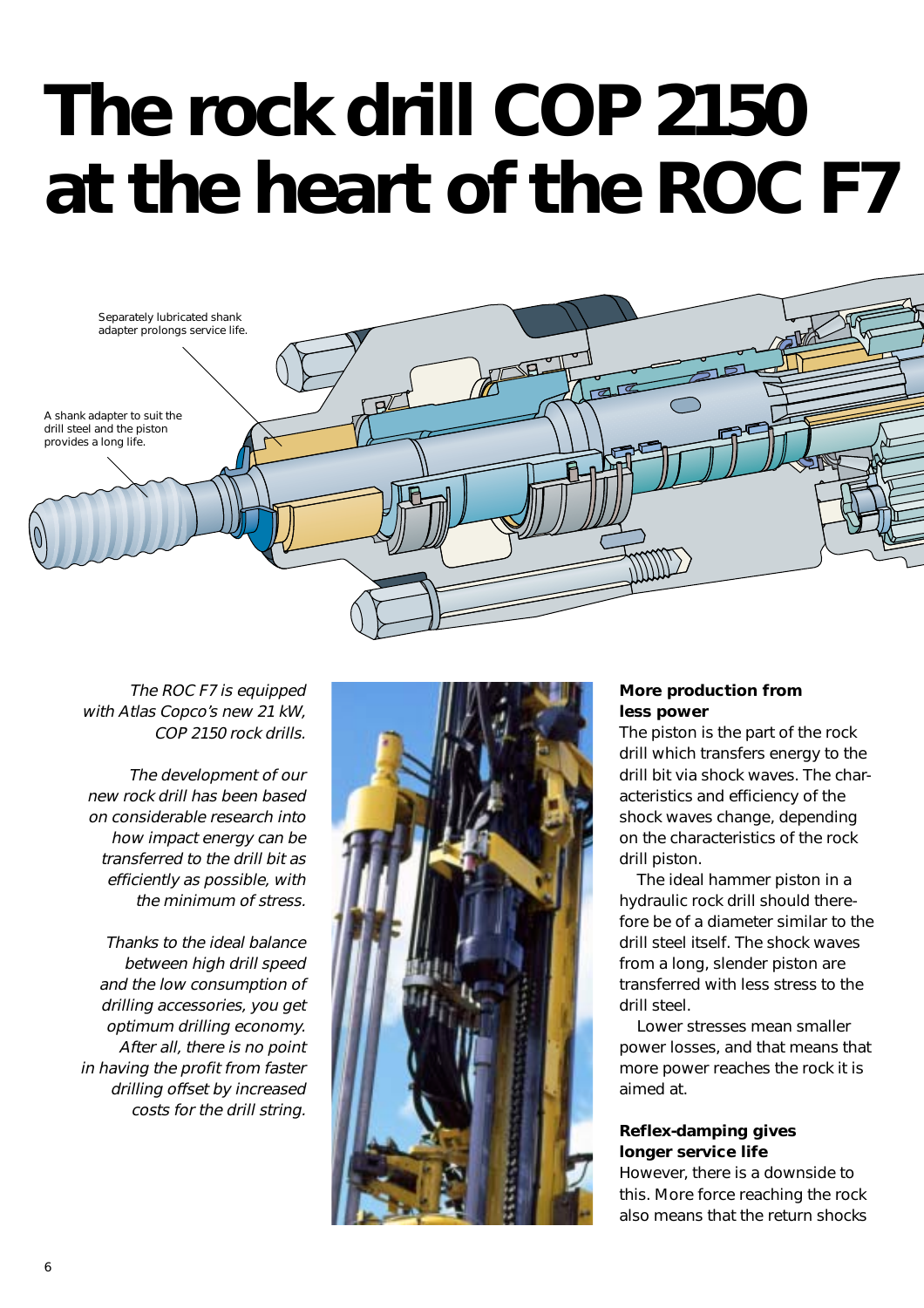# The rock drill COP 2150 at the heart of the ROC F7

Separately lubricated shank adapter prolongs service life.

A shank adapter to suit the drill steel and the piston provides a long life.

*The ROC F7 is equipped with Atlas Copco's new 21 kW, COP 2150 rock drills.*

*The development of our new rock drill has been based on considerable research into how impact energy can be transferred to the drill bit as efficiently as possible, with the minimum of stress.*

*Thanks to the ideal balance between high drill speed and the low consumption of drilling accessories, you get optimum drilling economy. After all, there is no point in having the profit from faster drilling offset by increased costs for the drill string.*

**More production from less power**

The piston is the part of the rock drill which transfers energy to the drill bit via shock waves. The characteristics and efficiency of the shock waves change, depending on the characteristics of the rock drill piston.

The ideal hammer piston in a hydraulic rock drill should therefore be of a diameter similar to the drill steel itself. The shock waves from a long, slender piston are transferred with less stress to the drill steel.

Lower stresses mean smaller power losses, and that means that more power reaches the rock it is aimed at.

**Reflex-damping gives longer service life**

However, there is a downside to this. More force reaching the rock also means that the return shocks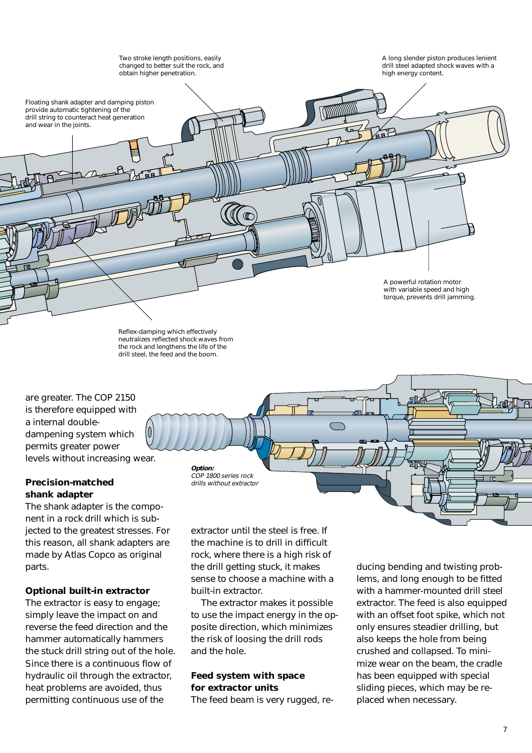Two stroke length positions, easily changed to better suit the rock, and obtain higher penetration.

A long slender piston produces lenient drill steel adapted shock waves with a high energy content.

Floating shank adapter and damping piston provide automatic tightening of the drill string to counteract heat generation and wear in the joints.

A powerful rotation motor with variable speed and high torque, prevents drill jamming.

Reflex-damping which effectively neutralizes reflected shock waves from the rock and lengthens the life of the drill steel, the feed and the boom.

are greater. The COP 2150 is therefore equipped with a internal double-dampening system which permits greater power levels without increasing wear.

***Option:***
*COP 1800 series rock drills without extractor*

### Precision-matched shank adapter

The shank adapter is the component in a rock drill which is subjected to the greatest stresses. For this reason, all shank adapters are made by Atlas Copco as original parts.

### Optional built-in extractor

The extractor is easy to engage; simply leave the impact on and reverse the feed direction and the hammer automatically hammers the stuck drill string out of the hole. Since there is a continuous flow of hydraulic oil through the extractor, heat problems are avoided, thus permitting continuous use of the extractor until the steel is free. If the machine is to drill in difficult rock, where there is a high risk of the drill getting stuck, it makes sense to choose a machine with a built-in extractor.

The extractor makes it possible to use the impact energy in the opposite direction, which minimizes the risk of loosing the drill rods and the hole.

### Feed system with space for extractor units

The feed beam is very rugged, reducing bending and twisting problems, and long enough to be fitted with a hammer-mounted drill steel extractor. The feed is also equipped with an offset foot spike, which not only ensures steadier drilling, but also keeps the hole from being crushed and collapsed. To minimize wear on the beam, the cradle has been equipped with special sliding pieces, which may be replaced when necessary.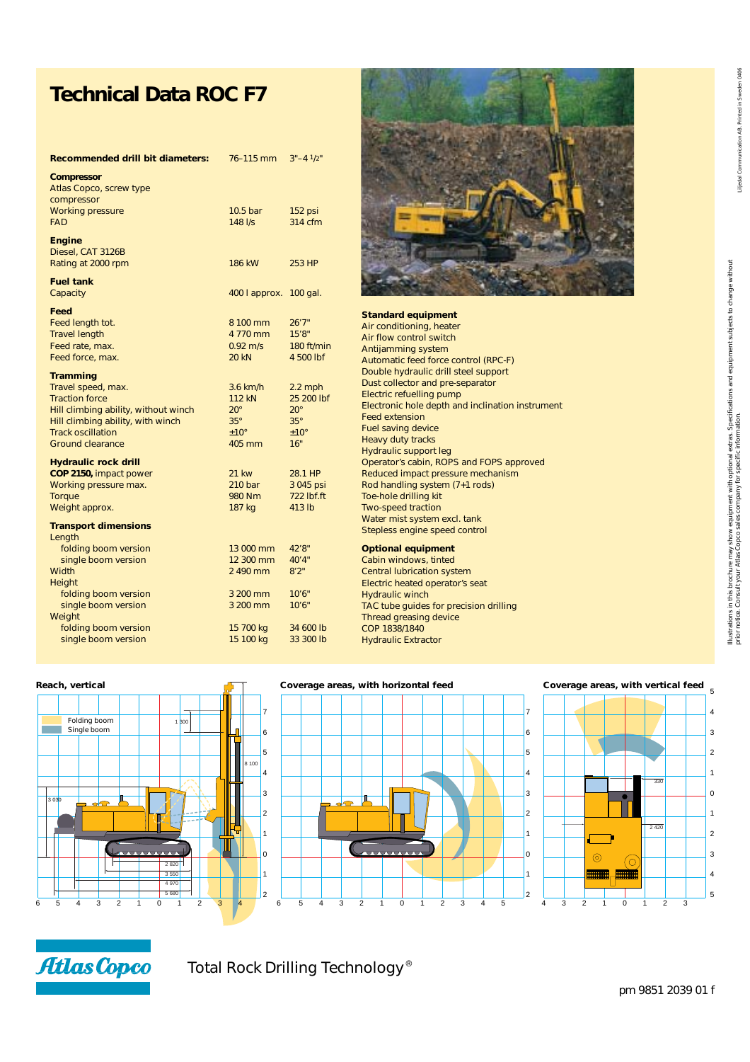# Technical Data ROC F7

| | | |
|---|---|---|
| **Recommended drill bit diameters:** | 76–115 mm | 3"–4 1/2" |
| **Compressor** | | |
| Atlas Copco, screw type compressor | | |
| Working pressure | 10.5 bar | 152 psi |
| FAD | 148 l/s | 314 cfm |
| **Engine** | | |
| Diesel, CAT 3126B | | |
| Rating at 2000 rpm | 186 kW | 253 HP |
| **Fuel tank** | | |
| Capacity | 400 l approx. | 100 gal. |
| **Feed** | | |
| Feed length tot. | 8 100 mm | 26'7" |
| Travel length | 4 770 mm | 15'8" |
| Feed rate, max. | 0.92 m/s | 180 ft/min |
| Feed force, max. | 20 kN | 4 500 lbf |
| **Tramming** | | |
| Travel speed, max. | 3.6 km/h | 2.2 mph |
| Traction force | 112 kN | 25 200 lbf |
| Hill climbing ability, without winch | 20° | 20° |
| Hill climbing ability, with winch | 35° | 35° |
| Track oscillation | ±10° | ±10° |
| Ground clearance | 405 mm | 16" |
| **Hydraulic rock drill** | | |
| **COP 2150,** impact power | 21 kw | 28.1 HP |
| Working pressure max. | 210 bar | 3 045 psi |
| Torque | 980 Nm | 722 lbf.ft |
| Weight approx. | 187 kg | 413 lb |
| **Transport dimensions** | | |
| Length | | |
| folding boom version | 13 000 mm | 42'8" |
| single boom version | 12 300 mm | 40'4" |
| Width | 2 490 mm | 8'2" |
| Height | | |
| folding boom version | 3 200 mm | 10'6" |
| single boom version | 3 200 mm | 10'6" |
| Weight | | |
| folding boom version | 15 700 kg | 34 600 lb |
| single boom version | 15 100 kg | 33 300 lb |

**Standard equipment**
- Air conditioning, heater
- Air flow control switch
- Antijamming system
- Automatic feed force control (RPC-F)
- Double hydraulic drill steel support
- Dust collector and pre-separator
- Electric refuelling pump
- Electronic hole depth and inclination instrument
- Feed extension
- Fuel saving device
- Heavy duty tracks
- Hydraulic support leg
- Operator's cabin, ROPS and FOPS approved
- Reduced impact pressure mechanism
- Rod handling system (7+1 rods)
- Toe-hole drilling kit
- Two-speed traction
- Water mist system excl. tank
- Stepless engine speed control

**Optional equipment**
- Cabin windows, tinted
- Central lubrication system
- Electric heated operator's seat
- Hydraulic winch
- TAC tube guides for precision drilling
- Thread greasing device
- COP 1838/1840
- Hydraulic Extractor

**Reach, vertical**

Folding boom
Single boom
1 300
8 100
3 030
2 820
3 550
4 970
5 680

**Coverage areas, with horizontal feed**

**Coverage areas, with vertical feed**

330
2 420

Illustrations in this brochure may show equipment with optional extras. Specifications and equipment subjects to change without prior notice. Consult your Atlas Copco sales company for specific information.

Atlas Copco

Total Rock Drilling Technology®

pm 9851 2039 01 f